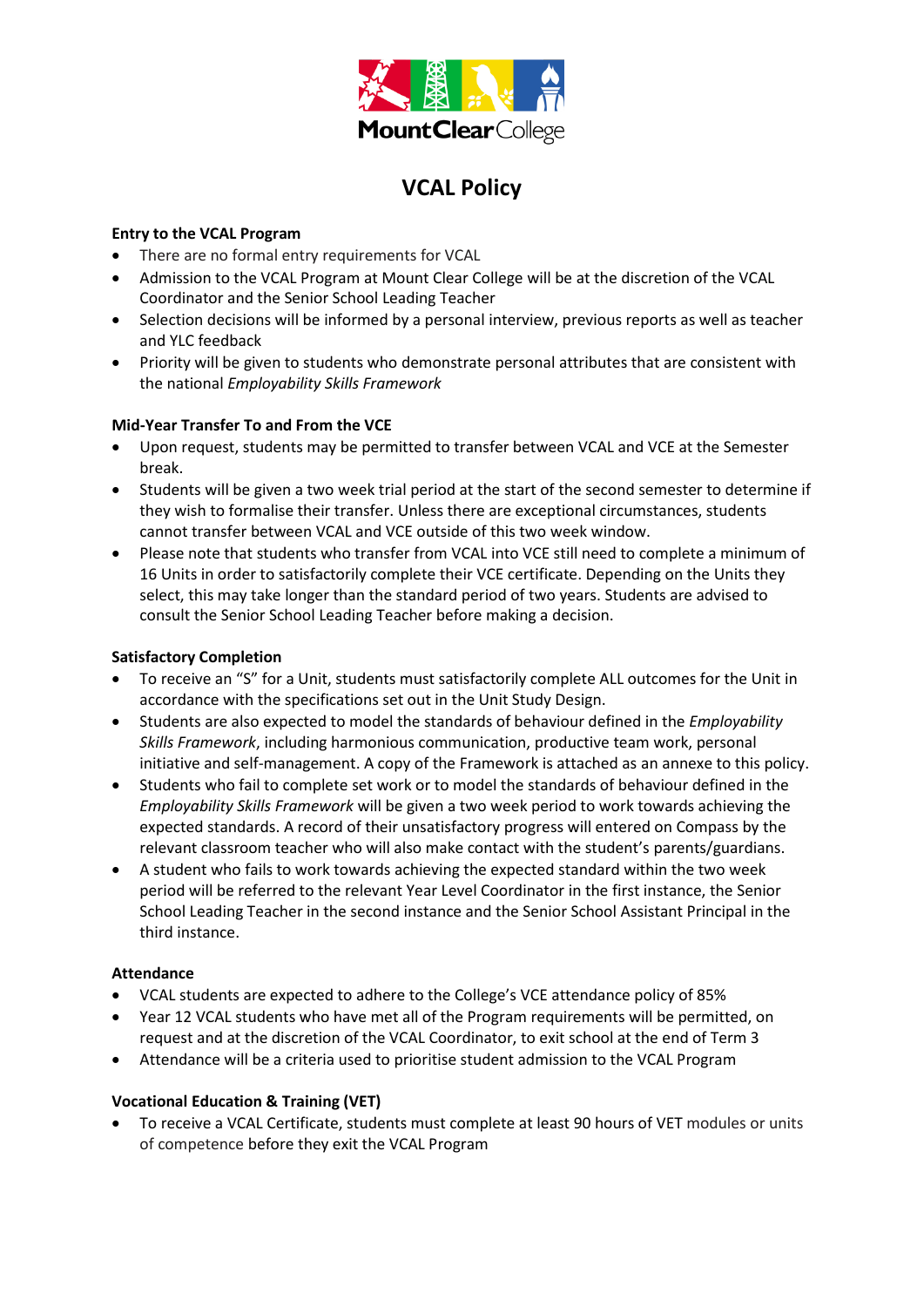# VCAL Policy

**Entry to the VCAL Program**

- There are no formal entry requirements for VCAL
- Admission to the VCAL Program at Mount Clear College will be at the discretion of the VCAL Coordinator and the Senior School Leading Teacher
- Selection decisions will be informed by a personal interview, previous reports as well as teacher and YLC feedback
- Priority will be given to students who demonstrate personal attributes that are consistent with the national *Employability Skills Framework*

**Mid-Year Transfer To and From the VCE**

- Upon request, students may be permitted to transfer between VCAL and VCE at the Semester break.
- Students will be given a two week trial period at the start of the second semester to determine if they wish to formalise their transfer. Unless there are exceptional circumstances, students cannot transfer between VCAL and VCE outside of this two week window.
- Please note that students who transfer from VCAL into VCE still need to complete a minimum of 16 Units in order to satisfactorily complete their VCE certificate. Depending on the Units they select, this may take longer than the standard period of two years. Students are advised to consult the Senior School Leading Teacher before making a decision.

**Satisfactory Completion**

- To receive an "S" for a Unit, students must satisfactorily complete ALL outcomes for the Unit in accordance with the specifications set out in the Unit Study Design.
- Students are also expected to model the standards of behaviour defined in the *Employability Skills Framework*, including harmonious communication, productive team work, personal initiative and self-management. A copy of the Framework is attached as an annexe to this policy.
- Students who fail to complete set work or to model the standards of behaviour defined in the *Employability Skills Framework* will be given a two week period to work towards achieving the expected standards. A record of their unsatisfactory progress will entered on Compass by the relevant classroom teacher who will also make contact with the student's parents/guardians.
- A student who fails to work towards achieving the expected standard within the two week period will be referred to the relevant Year Level Coordinator in the first instance, the Senior School Leading Teacher in the second instance and the Senior School Assistant Principal in the third instance.

**Attendance**

- VCAL students are expected to adhere to the College's VCE attendance policy of 85%
- Year 12 VCAL students who have met all of the Program requirements will be permitted, on request and at the discretion of the VCAL Coordinator, to exit school at the end of Term 3
- Attendance will be a criteria used to prioritise student admission to the VCAL Program

**Vocational Education & Training (VET)**

- To receive a VCAL Certificate, students must complete at least 90 hours of VET modules or units of competence before they exit the VCAL Program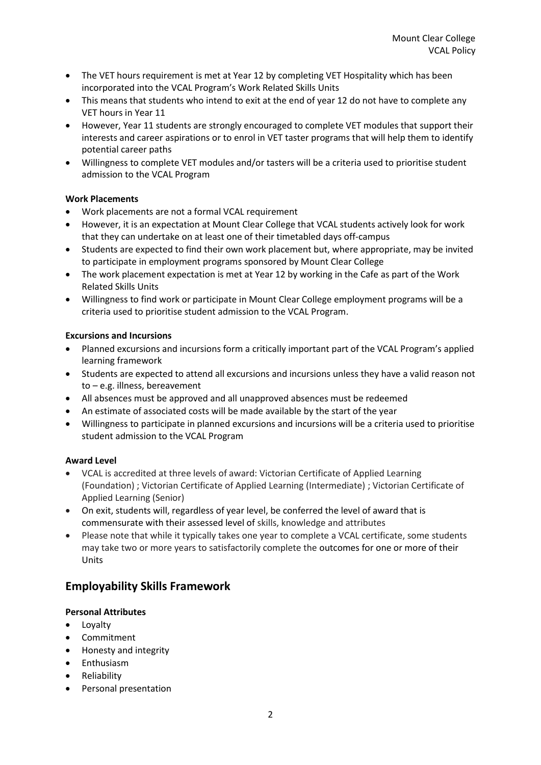- The VET hours requirement is met at Year 12 by completing VET Hospitality which has been incorporated into the VCAL Program's Work Related Skills Units
- This means that students who intend to exit at the end of year 12 do not have to complete any VET hours in Year 11
- However, Year 11 students are strongly encouraged to complete VET modules that support their interests and career aspirations or to enrol in VET taster programs that will help them to identify potential career paths
- Willingness to complete VET modules and/or tasters will be a criteria used to prioritise student admission to the VCAL Program

**Work Placements**

- Work placements are not a formal VCAL requirement
- However, it is an expectation at Mount Clear College that VCAL students actively look for work that they can undertake on at least one of their timetabled days off-campus
- Students are expected to find their own work placement but, where appropriate, may be invited to participate in employment programs sponsored by Mount Clear College
- The work placement expectation is met at Year 12 by working in the Cafe as part of the Work Related Skills Units
- Willingness to find work or participate in Mount Clear College employment programs will be a criteria used to prioritise student admission to the VCAL Program.

**Excursions and Incursions**

- Planned excursions and incursions form a critically important part of the VCAL Program's applied learning framework
- Students are expected to attend all excursions and incursions unless they have a valid reason not to – e.g. illness, bereavement
- All absences must be approved and all unapproved absences must be redeemed
- An estimate of associated costs will be made available by the start of the year
- Willingness to participate in planned excursions and incursions will be a criteria used to prioritise student admission to the VCAL Program

**Award Level**

- VCAL is accredited at three levels of award: Victorian Certificate of Applied Learning (Foundation) ; Victorian Certificate of Applied Learning (Intermediate) ; Victorian Certificate of Applied Learning (Senior)
- On exit, students will, regardless of year level, be conferred the level of award that is commensurate with their assessed level of skills, knowledge and attributes
- Please note that while it typically takes one year to complete a VCAL certificate, some students may take two or more years to satisfactorily complete the outcomes for one or more of their Units

## Employability Skills Framework

**Personal Attributes**

- Loyalty
- Commitment
- Honesty and integrity
- Enthusiasm
- Reliability
- Personal presentation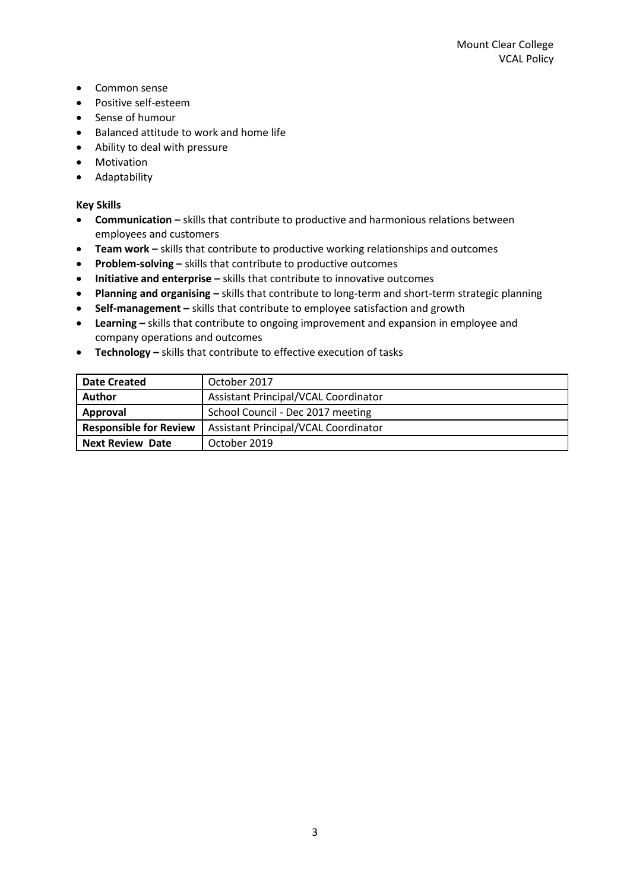- Common sense
- Positive self-esteem
- Sense of humour
- Balanced attitude to work and home life
- Ability to deal with pressure
- Motivation
- Adaptability

**Key Skills**

- **Communication –** skills that contribute to productive and harmonious relations between employees and customers
- **Team work –** skills that contribute to productive working relationships and outcomes
- **Problem-solving –** skills that contribute to productive outcomes
- **Initiative and enterprise –** skills that contribute to innovative outcomes
- **Planning and organising –** skills that contribute to long-term and short-term strategic planning
- **Self-management –** skills that contribute to employee satisfaction and growth
- **Learning –** skills that contribute to ongoing improvement and expansion in employee and company operations and outcomes
- **Technology –** skills that contribute to effective execution of tasks

| | |
|---|---|
| **Date Created** | October 2017 |
| **Author** | Assistant Principal/VCAL Coordinator |
| **Approval** | School Council - Dec 2017 meeting |
| **Responsible for Review** | Assistant Principal/VCAL Coordinator |
| **Next Review Date** | October 2019 |